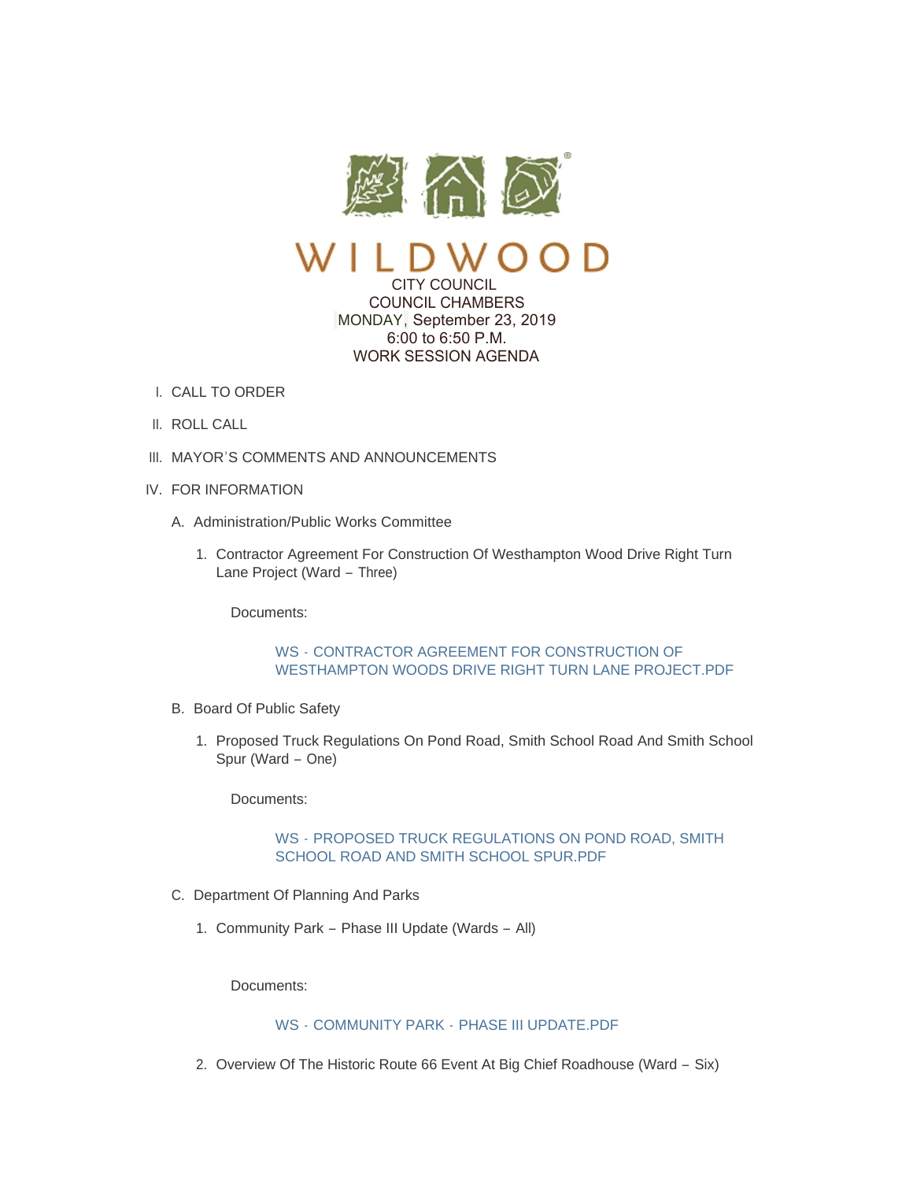# WILDWOOD

CITY COUNCIL
COUNCIL CHAMBERS
MONDAY, September 23, 2019
6:00 to 6:50 P.M.
WORK SESSION AGENDA

I. CALL TO ORDER

II. ROLL CALL

III. MAYOR'S COMMENTS AND ANNOUNCEMENTS

IV. FOR INFORMATION

A. Administration/Public Works Committee

1. Contractor Agreement For Construction Of Westhampton Wood Drive Right Turn Lane Project (Ward – Three)

   Documents:

   WS - CONTRACTOR AGREEMENT FOR CONSTRUCTION OF WESTHAMPTON WOODS DRIVE RIGHT TURN LANE PROJECT.PDF

B. Board Of Public Safety

1. Proposed Truck Regulations On Pond Road, Smith School Road And Smith School Spur (Ward – One)

   Documents:

   WS - PROPOSED TRUCK REGULATIONS ON POND ROAD, SMITH SCHOOL ROAD AND SMITH SCHOOL SPUR.PDF

C. Department Of Planning And Parks

1. Community Park – Phase III Update (Wards – All)

   Documents:

   WS - COMMUNITY PARK - PHASE III UPDATE.PDF

2. Overview Of The Historic Route 66 Event At Big Chief Roadhouse (Ward – Six)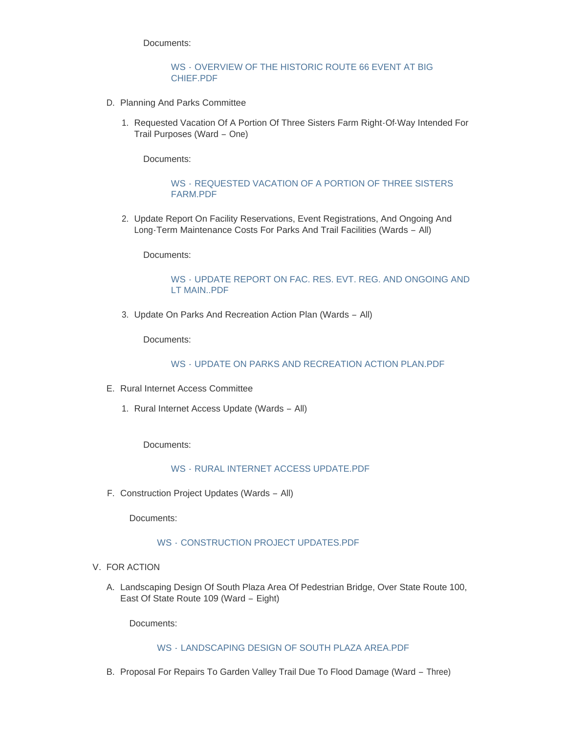Documents:

WS - OVERVIEW OF THE HISTORIC ROUTE 66 EVENT AT BIG CHIEF.PDF

D. Planning And Parks Committee

1. Requested Vacation Of A Portion Of Three Sisters Farm Right-Of-Way Intended For Trail Purposes (Ward – One)

   Documents:

   WS - REQUESTED VACATION OF A PORTION OF THREE SISTERS FARM.PDF

2. Update Report On Facility Reservations, Event Registrations, And Ongoing And Long-Term Maintenance Costs For Parks And Trail Facilities (Wards – All)

   Documents:

   WS - UPDATE REPORT ON FAC. RES. EVT. REG. AND ONGOING AND LT MAIN..PDF

3. Update On Parks And Recreation Action Plan (Wards – All)

   Documents:

   WS - UPDATE ON PARKS AND RECREATION ACTION PLAN.PDF

E. Rural Internet Access Committee

1. Rural Internet Access Update (Wards – All)

   Documents:

   WS - RURAL INTERNET ACCESS UPDATE.PDF

F. Construction Project Updates (Wards – All)

   Documents:

   WS - CONSTRUCTION PROJECT UPDATES.PDF

V. FOR ACTION

A. Landscaping Design Of South Plaza Area Of Pedestrian Bridge, Over State Route 100, East Of State Route 109 (Ward – Eight)

   Documents:

   WS - LANDSCAPING DESIGN OF SOUTH PLAZA AREA.PDF

B. Proposal For Repairs To Garden Valley Trail Due To Flood Damage (Ward – Three)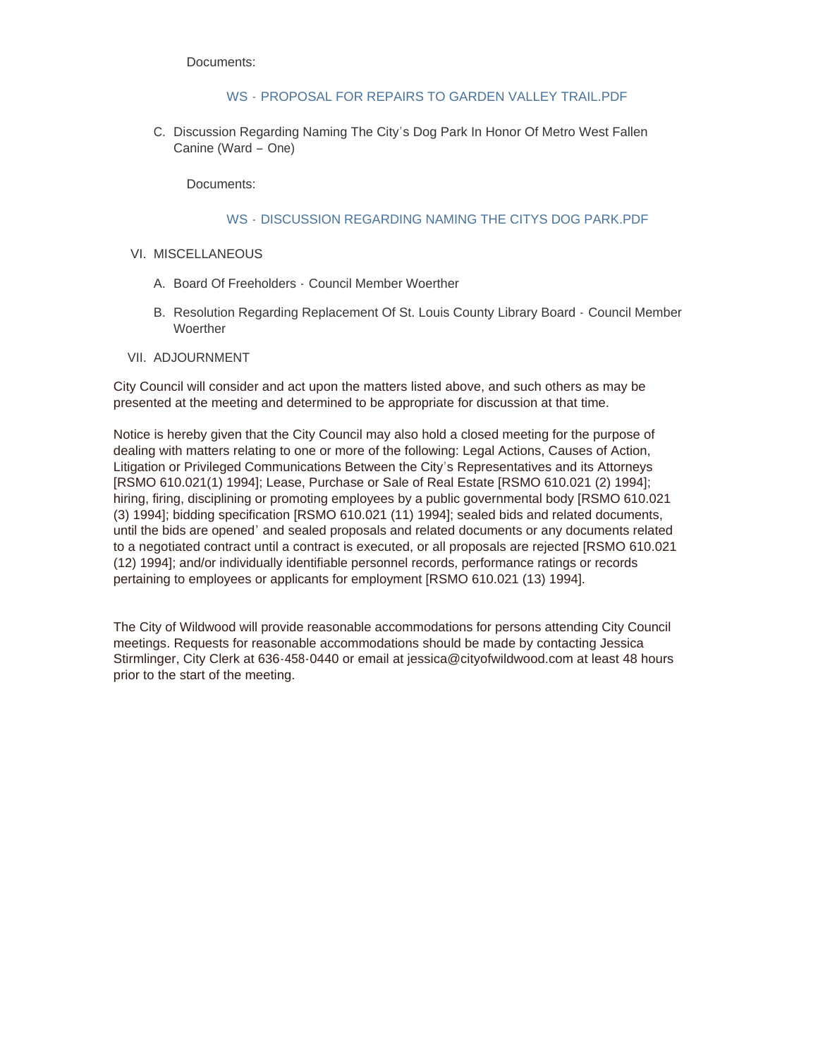Documents:

WS - PROPOSAL FOR REPAIRS TO GARDEN VALLEY TRAIL.PDF

C. Discussion Regarding Naming The City's Dog Park In Honor Of Metro West Fallen Canine (Ward – One)

Documents:

WS - DISCUSSION REGARDING NAMING THE CITYS DOG PARK.PDF

VI. MISCELLANEOUS

A. Board Of Freeholders - Council Member Woerther

B. Resolution Regarding Replacement Of St. Louis County Library Board - Council Member Woerther

VII. ADJOURNMENT

City Council will consider and act upon the matters listed above, and such others as may be presented at the meeting and determined to be appropriate for discussion at that time.

Notice is hereby given that the City Council may also hold a closed meeting for the purpose of dealing with matters relating to one or more of the following: Legal Actions, Causes of Action, Litigation or Privileged Communications Between the City's Representatives and its Attorneys [RSMO 610.021(1) 1994]; Lease, Purchase or Sale of Real Estate [RSMO 610.021 (2) 1994]; hiring, firing, disciplining or promoting employees by a public governmental body [RSMO 610.021 (3) 1994]; bidding specification [RSMO 610.021 (11) 1994]; sealed bids and related documents, until the bids are opened' and sealed proposals and related documents or any documents related to a negotiated contract until a contract is executed, or all proposals are rejected [RSMO 610.021 (12) 1994]; and/or individually identifiable personnel records, performance ratings or records pertaining to employees or applicants for employment [RSMO 610.021 (13) 1994].

The City of Wildwood will provide reasonable accommodations for persons attending City Council meetings. Requests for reasonable accommodations should be made by contacting Jessica Stirmlinger, City Clerk at 636-458-0440 or email at jessica@cityofwildwood.com at least 48 hours prior to the start of the meeting.